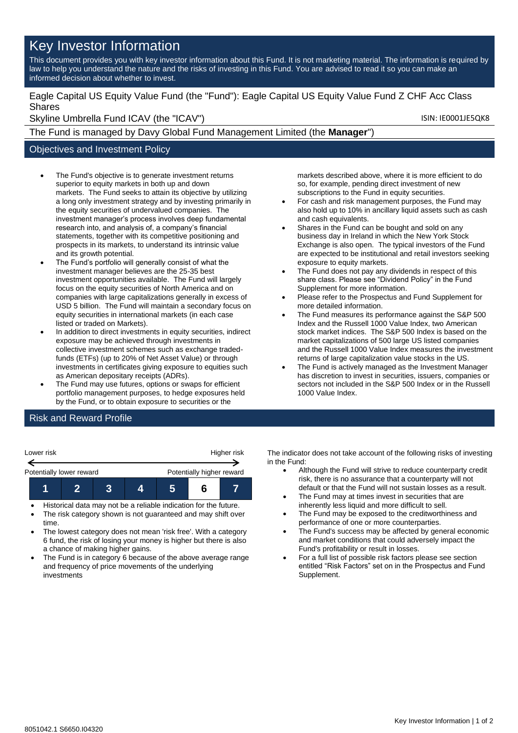# Key Investor Information

This document provides you with key investor information about this Fund. It is not marketing material. The information is required by law to help you understand the nature and the risks of investing in this Fund. You are advised to read it so you can make an informed decision about whether to invest.

Eagle Capital US Equity Value Fund (the "Fund"): Eagle Capital US Equity Value Fund Z CHF Acc Class Shares

Skyline Umbrella Fund ICAV (the "ICAV")

ISIN: IE0001JE5QK8

The Fund is managed by Davy Global Fund Management Limited (the **Manager**")

## Objectives and Investment Policy

- The Fund's objective is to generate investment returns superior to equity markets in both up and down markets. The Fund seeks to attain its objective by utilizing a long only investment strategy and by investing primarily in the equity securities of undervalued companies. The investment manager's process involves deep fundamental research into, and analysis of, a company's financial statements, together with its competitive positioning and prospects in its markets, to understand its intrinsic value and its growth potential.
- The Fund's portfolio will generally consist of what the investment manager believes are the 25-35 best investment opportunities available. The Fund will largely focus on the equity securities of North America and on companies with large capitalizations generally in excess of USD 5 billion. The Fund will maintain a secondary focus on equity securities in international markets (in each case listed or traded on Markets).
- In addition to direct investments in equity securities, indirect exposure may be achieved through investments in collective investment schemes such as exchange traded-funds (ETFs) (up to 20% of Net Asset Value) or through investments in certificates giving exposure to equities such as American depositary receipts (ADRs).
- The Fund may use futures, options or swaps for efficient portfolio management purposes, to hedge exposures held by the Fund, or to obtain exposure to securities or the markets described above, where it is more efficient to do so, for example, pending direct investment of new subscriptions to the Fund in equity securities.
- For cash and risk management purposes, the Fund may also hold up to 10% in ancillary liquid assets such as cash and cash equivalents.
- Shares in the Fund can be bought and sold on any business day in Ireland in which the New York Stock Exchange is also open. The typical investors of the Fund are expected to be institutional and retail investors seeking exposure to equity markets.
- The Fund does not pay any dividends in respect of this share class. Please see "Dividend Policy" in the Fund Supplement for more information.
- Please refer to the Prospectus and Fund Supplement for more detailed information.
- The Fund measures its performance against the S&P 500 Index and the Russell 1000 Value Index, two American stock market indices. The S&P 500 Index is based on the market capitalizations of 500 large US listed companies and the Russell 1000 Value Index measures the investment returns of large capitalization value stocks in the US.
- The Fund is actively managed as the Investment Manager has discretion to invest in securities, issuers, companies or sectors not included in the S&P 500 Index or in the Russell 1000 Value Index.

## Risk and Reward Profile

| Lower risk | | | | | | Higher risk |
|---|---|---|---|---|---|---|
| Potentially lower reward | | | | | | Potentially higher reward |
| 1 | 2 | 3 | 4 | 5 | **6** | 7 |

- Historical data may not be a reliable indication for the future.
- The risk category shown is not guaranteed and may shift over time.
- The lowest category does not mean 'risk free'. With a category 6 fund, the risk of losing your money is higher but there is also a chance of making higher gains.
- The Fund is in category 6 because of the above average range and frequency of price movements of the underlying investments

The indicator does not take account of the following risks of investing in the Fund:

- Although the Fund will strive to reduce counterparty credit risk, there is no assurance that a counterparty will not default or that the Fund will not sustain losses as a result.
- The Fund may at times invest in securities that are inherently less liquid and more difficult to sell.
- The Fund may be exposed to the creditworthiness and performance of one or more counterparties.
- The Fund's success may be affected by general economic and market conditions that could adversely impact the Fund's profitability or result in losses.
- For a full list of possible risk factors please see section entitled "Risk Factors" set on in the Prospectus and Fund Supplement.

8051042.1 S6650.I04320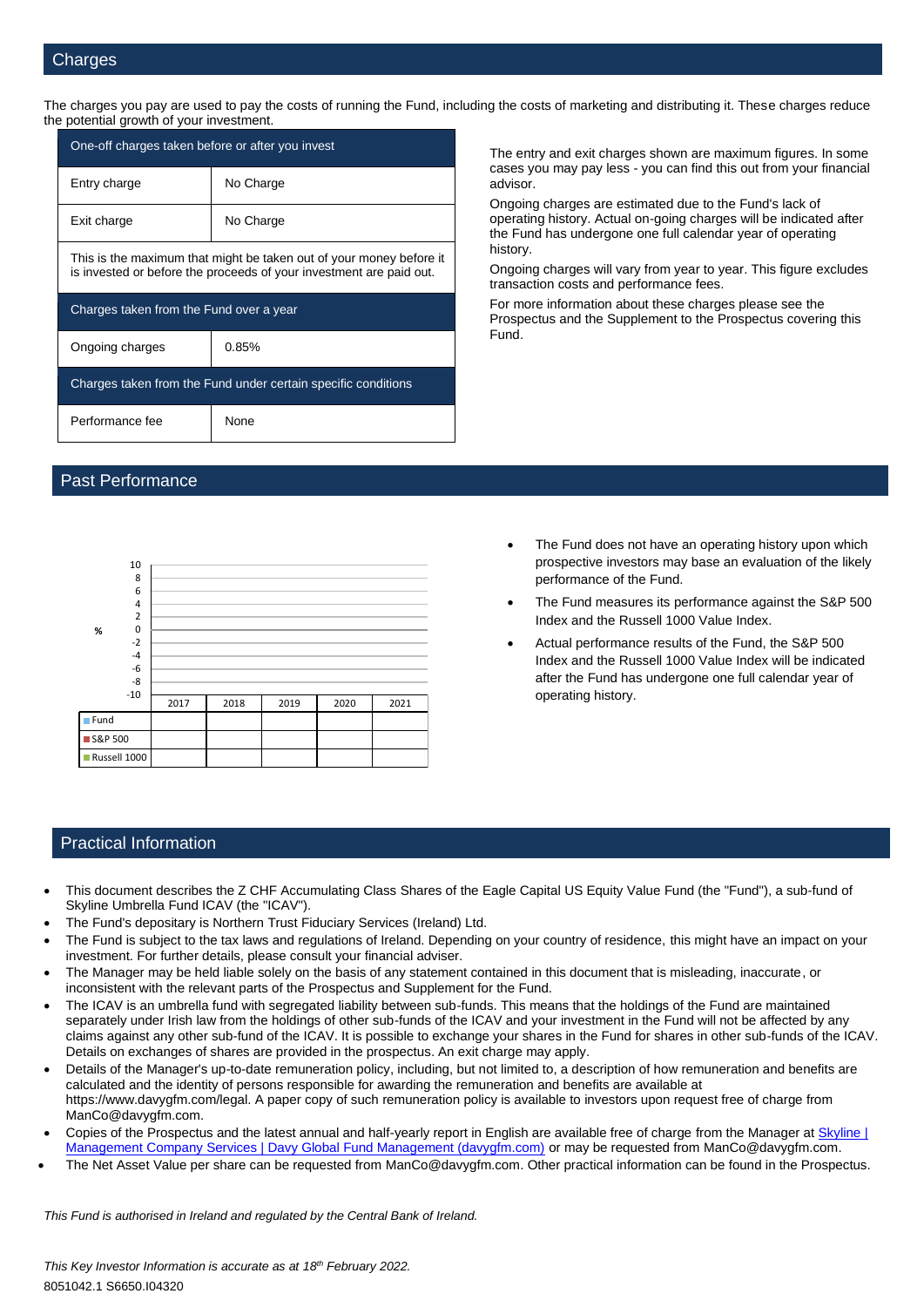## Charges

The charges you pay are used to pay the costs of running the Fund, including the costs of marketing and distributing it. These charges reduce the potential growth of your investment.

| One-off charges taken before or after you invest | |
|---|---|
| Entry charge | No Charge |
| Exit charge | No Charge |
| This is the maximum that might be taken out of your money before it is invested or before the proceeds of your investment are paid out. | |
| **Charges taken from the Fund over a year** | |
| Ongoing charges | 0.85% |
| **Charges taken from the Fund under certain specific conditions** | |
| Performance fee | None |

The entry and exit charges shown are maximum figures. In some cases you may pay less - you can find this out from your financial advisor.

Ongoing charges are estimated due to the Fund's lack of operating history. Actual on-going charges will be indicated after the Fund has undergone one full calendar year of operating history.

Ongoing charges will vary from year to year. This figure excludes transaction costs and performance fees.

For more information about these charges please see the Prospectus and the Supplement to the Prospectus covering this Fund.

## Past Performance

%

10
8
6
4
2
0
-2
-4
-6
-8
-10

2017
2018
2019
2020
2021

Fund
S&P 500
Russell 1000

- The Fund does not have an operating history upon which prospective investors may base an evaluation of the likely performance of the Fund.
- The Fund measures its performance against the S&P 500 Index and the Russell 1000 Value Index.
- Actual performance results of the Fund, the S&P 500 Index and the Russell 1000 Value Index will be indicated after the Fund has undergone one full calendar year of operating history.

## Practical Information

- This document describes the Z CHF Accumulating Class Shares of the Eagle Capital US Equity Value Fund (the "Fund"), a sub-fund of Skyline Umbrella Fund ICAV (the "ICAV").
- The Fund's depositary is Northern Trust Fiduciary Services (Ireland) Ltd.
- The Fund is subject to the tax laws and regulations of Ireland. Depending on your country of residence, this might have an impact on your investment. For further details, please consult your financial adviser.
- The Manager may be held liable solely on the basis of any statement contained in this document that is misleading, inaccurate, or inconsistent with the relevant parts of the Prospectus and Supplement for the Fund.
- The ICAV is an umbrella fund with segregated liability between sub-funds. This means that the holdings of the Fund are maintained separately under Irish law from the holdings of other sub-funds of the ICAV and your investment in the Fund will not be affected by any claims against any other sub-fund of the ICAV. It is possible to exchange your shares in the Fund for shares in other sub-funds of the ICAV. Details on exchanges of shares are provided in the prospectus. An exit charge may apply.
- Details of the Manager's up-to-date remuneration policy, including, but not limited to, a description of how remuneration and benefits are calculated and the identity of persons responsible for awarding the remuneration and benefits are available at https://www.davygfm.com/legal. A paper copy of such remuneration policy is available to investors upon request free of charge from ManCo@davygfm.com.
- Copies of the Prospectus and the latest annual and half-yearly report in English are available free of charge from the Manager at Skyline | Management Company Services | Davy Global Fund Management (davygfm.com) or may be requested from ManCo@davygfm.com.
- The Net Asset Value per share can be requested from ManCo@davygfm.com. Other practical information can be found in the Prospectus.

*This Fund is authorised in Ireland and regulated by the Central Bank of Ireland.*

*This Key Investor Information is accurate as at 18th February 2022.*

8051042.1 S6650.I04320